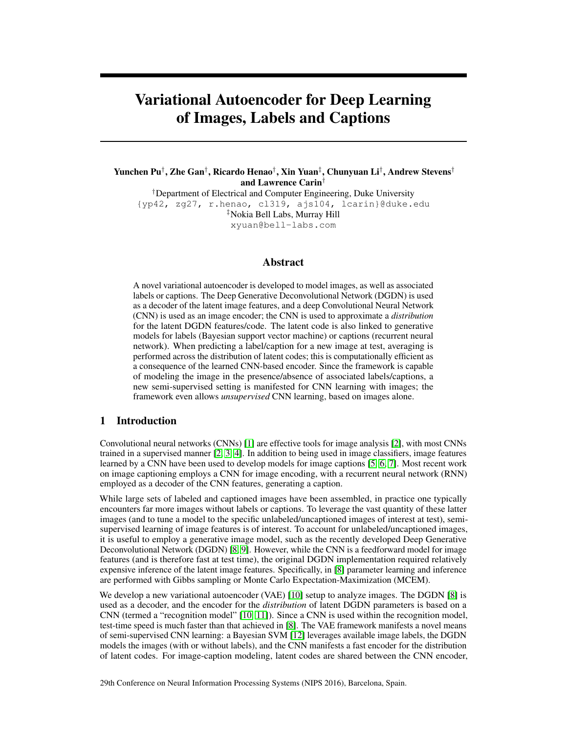# Variational Autoencoder for Deep Learning of Images, Labels and Captions

**Yunchen Pu[†], Zhe Gan[†], Ricardo Henao[†], Xin Yuan[‡], Chunyuan Li[†], Andrew Stevens[†] and Lawrence Carin[†]**

[†]Department of Electrical and Computer Engineering, Duke University
{yp42, zg27, r.henao, cl319, ajs104, lcarin}@duke.edu
[‡]Nokia Bell Labs, Murray Hill
xyuan@bell-labs.com

## Abstract

A novel variational autoencoder is developed to model images, as well as associated labels or captions. The Deep Generative Deconvolutional Network (DGDN) is used as a decoder of the latent image features, and a deep Convolutional Neural Network (CNN) is used as an image encoder; the CNN is used to approximate a *distribution* for the latent DGDN features/code. The latent code is also linked to generative models for labels (Bayesian support vector machine) or captions (recurrent neural network). When predicting a label/caption for a new image at test, averaging is performed across the distribution of latent codes; this is computationally efficient as a consequence of the learned CNN-based encoder. Since the framework is capable of modeling the image in the presence/absence of associated labels/captions, a new semi-supervised setting is manifested for CNN learning with images; the framework even allows *unsupervised* CNN learning, based on images alone.

## 1 Introduction

Convolutional neural networks (CNNs) [1] are effective tools for image analysis [2], with most CNNs trained in a supervised manner [2, 3, 4]. In addition to being used in image classifiers, image features learned by a CNN have been used to develop models for image captions [5, 6, 7]. Most recent work on image captioning employs a CNN for image encoding, with a recurrent neural network (RNN) employed as a decoder of the CNN features, generating a caption.

While large sets of labeled and captioned images have been assembled, in practice one typically encounters far more images without labels or captions. To leverage the vast quantity of these latter images (and to tune a model to the specific unlabeled/uncaptioned images of interest at test), semi-supervised learning of image features is of interest. To account for unlabeled/uncaptioned images, it is useful to employ a generative image model, such as the recently developed Deep Generative Deconvolutional Network (DGDN) [8, 9]. However, while the CNN is a feedforward model for image features (and is therefore fast at test time), the original DGDN implementation required relatively expensive inference of the latent image features. Specifically, in [8] parameter learning and inference are performed with Gibbs sampling or Monte Carlo Expectation-Maximization (MCEM).

We develop a new variational autoencoder (VAE) [10] setup to analyze images. The DGDN [8] is used as a decoder, and the encoder for the *distribution* of latent DGDN parameters is based on a CNN (termed a "recognition model" [10, 11]). Since a CNN is used within the recognition model, test-time speed is much faster than that achieved in [8]. The VAE framework manifests a novel means of semi-supervised CNN learning: a Bayesian SVM [12] leverages available image labels, the DGDN models the images (with or without labels), and the CNN manifests a fast encoder for the distribution of latent codes. For image-caption modeling, latent codes are shared between the CNN encoder,

29th Conference on Neural Information Processing Systems (NIPS 2016), Barcelona, Spain.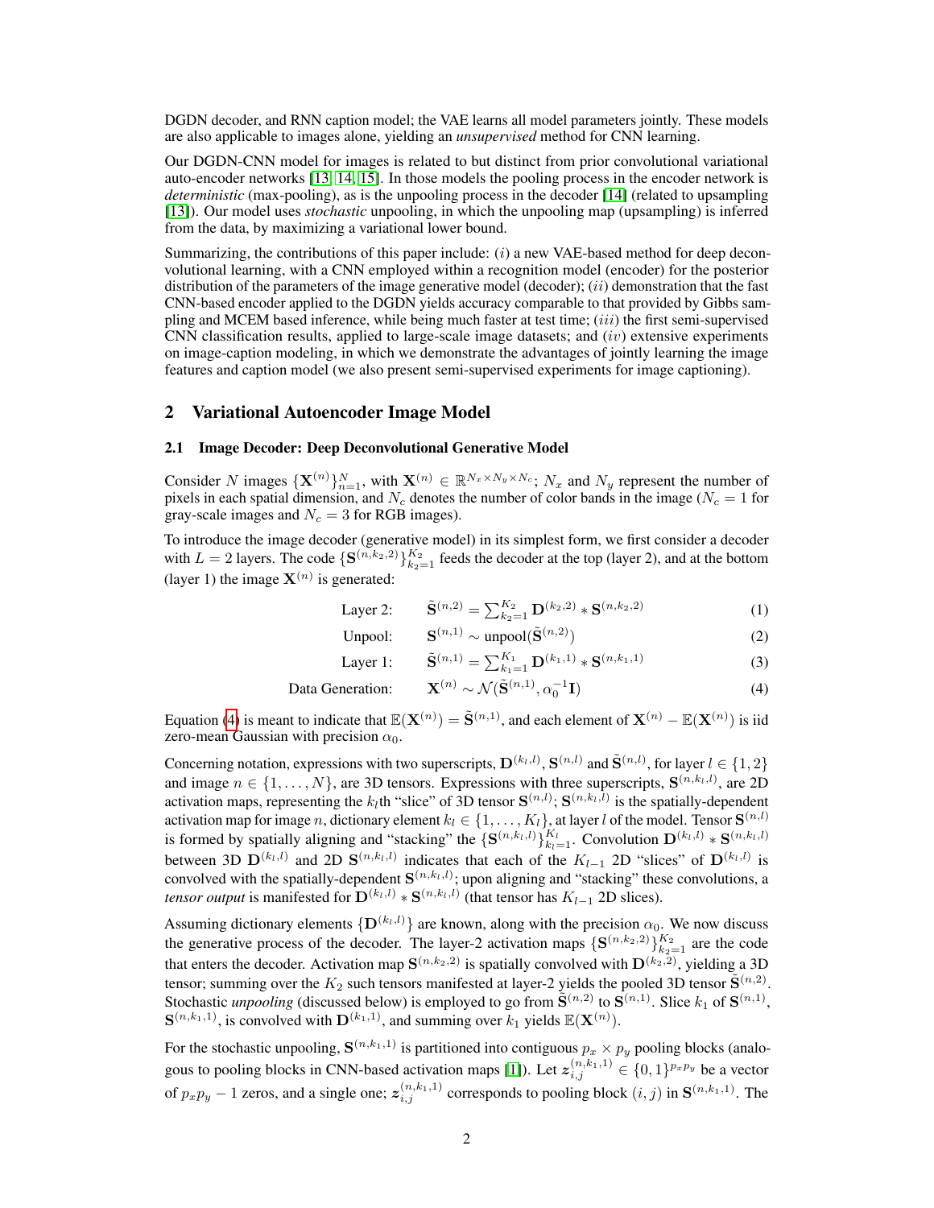DGDN decoder, and RNN caption model; the VAE learns all model parameters jointly. These models are also applicable to images alone, yielding an *unsupervised* method for CNN learning.

Our DGDN-CNN model for images is related to but distinct from prior convolutional variational auto-encoder networks [13, 14, 15]. In those models the pooling process in the encoder network is *deterministic* (max-pooling), as is the unpooling process in the decoder [14] (related to upsampling [13]). Our model uses *stochastic* unpooling, in which the unpooling map (upsampling) is inferred from the data, by maximizing a variational lower bound.

Summarizing, the contributions of this paper include: $(i)$ a new VAE-based method for deep deconvolutional learning, with a CNN employed within a recognition model (encoder) for the posterior distribution of the parameters of the image generative model (decoder); $(ii)$ demonstration that the fast CNN-based encoder applied to the DGDN yields accuracy comparable to that provided by Gibbs sampling and MCEM based inference, while being much faster at test time; $(iii)$ the first semi-supervised CNN classification results, applied to large-scale image datasets; and $(iv)$ extensive experiments on image-caption modeling, in which we demonstrate the advantages of jointly learning the image features and caption model (we also present semi-supervised experiments for image captioning).

## 2 Variational Autoencoder Image Model

### 2.1 Image Decoder: Deep Deconvolutional Generative Model

Consider $N$ images $\{\mathbf{X}^{(n)}\}_{n=1}^N$, with $\mathbf{X}^{(n)} \in \mathbb{R}^{N_x \times N_y \times N_c}$; $N_x$ and $N_y$ represent the number of pixels in each spatial dimension, and $N_c$ denotes the number of color bands in the image ($N_c = 1$ for gray-scale images and $N_c = 3$ for RGB images).

To introduce the image decoder (generative model) in its simplest form, we first consider a decoder with $L = 2$ layers. The code $\{\mathbf{S}^{(n,k_2,2)}\}_{k_2=1}^{K_2}$ feeds the decoder at the top (layer 2), and at the bottom (layer 1) the image $\mathbf{X}^{(n)}$ is generated:

$$\text{Layer 2:} \quad \tilde{\mathbf{S}}^{(n,2)} = \textstyle\sum_{k_2=1}^{K_2} \mathbf{D}^{(k_2,2)} * \mathbf{S}^{(n,k_2,2)} \tag{1}$$

$$\text{Unpool:} \quad \mathbf{S}^{(n,1)} \sim \text{unpool}(\tilde{\mathbf{S}}^{(n,2)}) \tag{2}$$

$$\text{Layer 1:} \quad \tilde{\mathbf{S}}^{(n,1)} = \textstyle\sum_{k_1=1}^{K_1} \mathbf{D}^{(k_1,1)} * \mathbf{S}^{(n,k_1,1)} \tag{3}$$

$$\text{Data Generation:} \quad \mathbf{X}^{(n)} \sim \mathcal{N}(\tilde{\mathbf{S}}^{(n,1)}, \alpha_0^{-1}\mathbf{I}) \tag{4}$$

Equation (4) is meant to indicate that $\mathbb{E}(\mathbf{X}^{(n)}) = \tilde{\mathbf{S}}^{(n,1)}$, and each element of $\mathbf{X}^{(n)} - \mathbb{E}(\mathbf{X}^{(n)})$ is iid zero-mean Gaussian with precision $\alpha_0$.

Concerning notation, expressions with two superscripts, $\mathbf{D}^{(k_l,l)}$, $\mathbf{S}^{(n,l)}$ and $\tilde{\mathbf{S}}^{(n,l)}$, for layer $l \in \{1, 2\}$ and image $n \in \{1, \dots, N\}$, are 3D tensors. Expressions with three superscripts, $\mathbf{S}^{(n,k_l,l)}$, are 2D activation maps, representing the $k_l$th "slice" of 3D tensor $\mathbf{S}^{(n,l)}$; $\mathbf{S}^{(n,k_l,l)}$ is the spatially-dependent activation map for image $n$, dictionary element $k_l \in \{1, \dots, K_l\}$, at layer $l$ of the model. Tensor $\mathbf{S}^{(n,l)}$ is formed by spatially aligning and "stacking" the $\{\mathbf{S}^{(n,k_l,l)}\}_{k_l=1}^{K_l}$. Convolution $\mathbf{D}^{(k_l,l)} * \mathbf{S}^{(n,k_l,l)}$ between 3D $\mathbf{D}^{(k_l,l)}$ and 2D $\mathbf{S}^{(n,k_l,l)}$ indicates that each of the $K_{l-1}$ 2D "slices" of $\mathbf{D}^{(k_l,l)}$ is convolved with the spatially-dependent $\mathbf{S}^{(n,k_l,l)}$; upon aligning and "stacking" these convolutions, a *tensor output* is manifested for $\mathbf{D}^{(k_l,l)} * \mathbf{S}^{(n,k_l,l)}$ (that tensor has $K_{l-1}$ 2D slices).

Assuming dictionary elements $\{\mathbf{D}^{(k_l,l)}\}$ are known, along with the precision $\alpha_0$. We now discuss the generative process of the decoder. The layer-2 activation maps $\{\mathbf{S}^{(n,k_2,2)}\}_{k_2=1}^{K_2}$ are the code that enters the decoder. Activation map $\mathbf{S}^{(n,k_2,2)}$ is spatially convolved with $\mathbf{D}^{(k_2,2)}$, yielding a 3D tensor; summing over the $K_2$ such tensors manifested at layer-2 yields the pooled 3D tensor $\tilde{\mathbf{S}}^{(n,2)}$. Stochastic *unpooling* (discussed below) is employed to go from $\tilde{\mathbf{S}}^{(n,2)}$ to $\mathbf{S}^{(n,1)}$. Slice $k_1$ of $\mathbf{S}^{(n,1)}$, $\mathbf{S}^{(n,k_1,1)}$, is convolved with $\mathbf{D}^{(k_1,1)}$, and summing over $k_1$ yields $\mathbb{E}(\mathbf{X}^{(n)})$.

For the stochastic unpooling, $\mathbf{S}^{(n,k_1,1)}$ is partitioned into contiguous $p_x \times p_y$ pooling blocks (analogous to pooling blocks in CNN-based activation maps [1]). Let $\boldsymbol{z}_{i,j}^{(n,k_1,1)} \in \{0, 1\}^{p_x p_y}$ be a vector of $p_x p_y - 1$ zeros, and a single one; $\boldsymbol{z}_{i,j}^{(n,k_1,1)}$ corresponds to pooling block $(i, j)$ in $\mathbf{S}^{(n,k_1,1)}$. The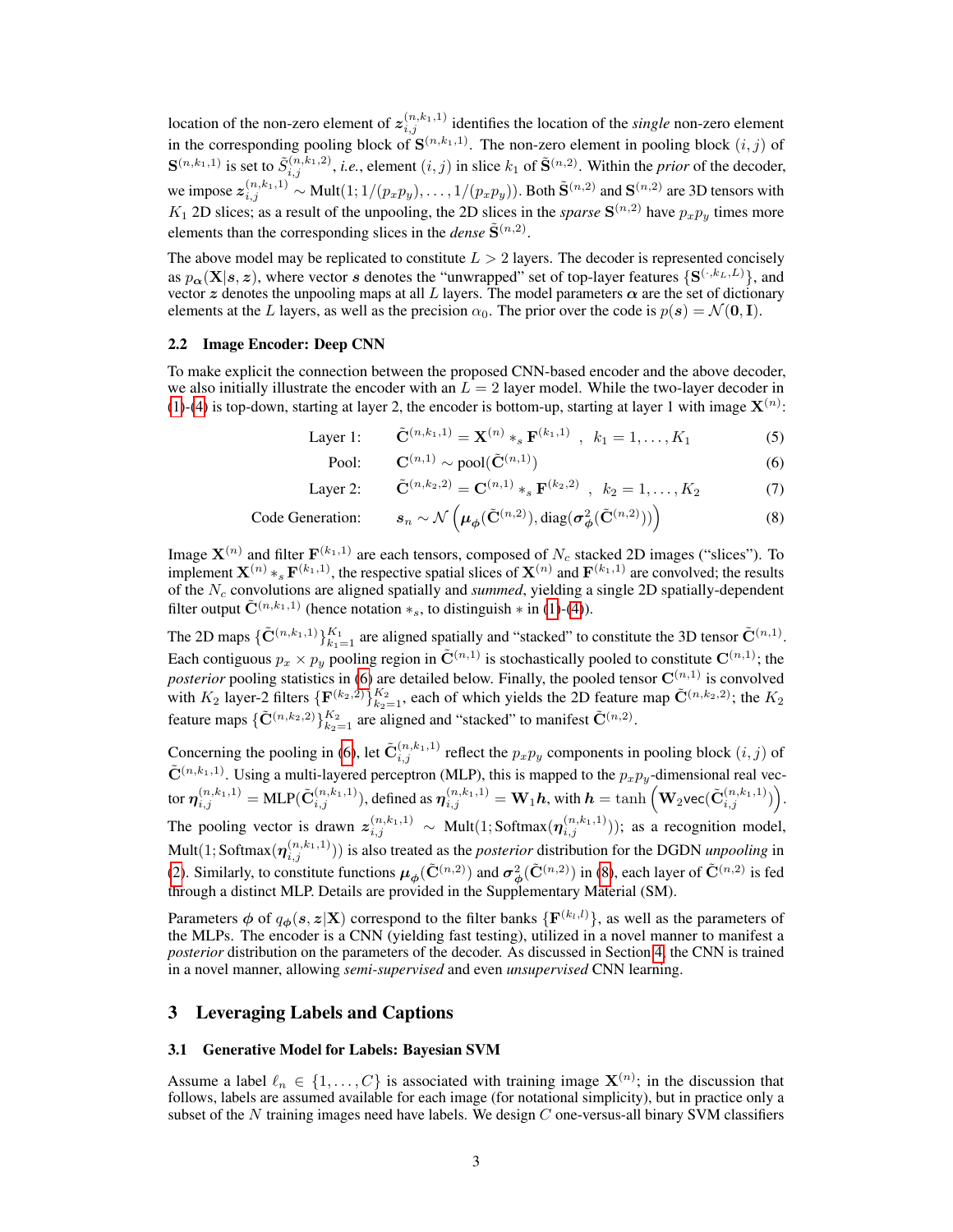location of the non-zero element of $\boldsymbol{z}_{i,j}^{(n,k_1,1)}$ identifies the location of the *single* non-zero element in the corresponding pooling block of $\mathbf{S}^{(n,k_1,1)}$. The non-zero element in pooling block $(i,j)$ of $\mathbf{S}^{(n,k_1,1)}$ is set to $\tilde{S}_{i,j}^{(n,k_1,2)}$, *i.e.*, element $(i,j)$ in slice $k_1$ of $\tilde{\mathbf{S}}^{(n,2)}$. Within the *prior* of the decoder, we impose $\boldsymbol{z}_{i,j}^{(n,k_1,1)} \sim \text{Mult}(1; 1/(p_x p_y), \ldots, 1/(p_x p_y))$. Both $\tilde{\mathbf{S}}^{(n,2)}$ and $\mathbf{S}^{(n,2)}$ are 3D tensors with $K_1$ 2D slices; as a result of the unpooling, the 2D slices in the *sparse* $\mathbf{S}^{(n,2)}$ have $p_x p_y$ times more elements than the corresponding slices in the *dense* $\tilde{\mathbf{S}}^{(n,2)}$.

The above model may be replicated to constitute $L > 2$ layers. The decoder is represented concisely as $p_{\boldsymbol{\alpha}}(\mathbf{X}|\boldsymbol{s}, \boldsymbol{z})$, where vector $\boldsymbol{s}$ denotes the "unwrapped" set of top-layer features $\{\mathbf{S}^{(\cdot,k_L,L)}\}$, and vector $\boldsymbol{z}$ denotes the unpooling maps at all $L$ layers. The model parameters $\boldsymbol{\alpha}$ are the set of dictionary elements at the $L$ layers, as well as the precision $\alpha_0$. The prior over the code is $p(\boldsymbol{s}) = \mathcal{N}(\mathbf{0}, \mathbf{I})$.

### 2.2 Image Encoder: Deep CNN

To make explicit the connection between the proposed CNN-based encoder and the above decoder, we also initially illustrate the encoder with an $L = 2$ layer model. While the two-layer decoder in (1)-(4) is top-down, starting at layer 2, the encoder is bottom-up, starting at layer 1 with image $\mathbf{X}^{(n)}$:

$$\text{Layer 1:} \quad \tilde{\mathbf{C}}^{(n,k_1,1)} = \mathbf{X}^{(n)} *_s \mathbf{F}^{(k_1,1)} \ , \ k_1 = 1, \ldots, K_1 \tag{5}$$

$$\text{Pool:} \quad \mathbf{C}^{(n,1)} \sim \text{pool}(\tilde{\mathbf{C}}^{(n,1)}) \tag{6}$$

$$\text{Layer 2:} \quad \tilde{\mathbf{C}}^{(n,k_2,2)} = \mathbf{C}^{(n,1)} *_s \mathbf{F}^{(k_2,2)} \ , \ k_2 = 1, \ldots, K_2 \tag{7}$$

$$\text{Code Generation:} \quad \boldsymbol{s}_n \sim \mathcal{N}\left(\boldsymbol{\mu}_{\boldsymbol{\phi}}(\tilde{\mathbf{C}}^{(n,2)}), \text{diag}(\boldsymbol{\sigma}^2_{\boldsymbol{\phi}}(\tilde{\mathbf{C}}^{(n,2)}))\right) \tag{8}$$

Image $\mathbf{X}^{(n)}$ and filter $\mathbf{F}^{(k_1,1)}$ are each tensors, composed of $N_c$ stacked 2D images ("slices"). To implement $\mathbf{X}^{(n)} *_s \mathbf{F}^{(k_1,1)}$, the respective spatial slices of $\mathbf{X}^{(n)}$ and $\mathbf{F}^{(k_1,1)}$ are convolved; the results of the $N_c$ convolutions are aligned spatially and *summed*, yielding a single 2D spatially-dependent filter output $\tilde{\mathbf{C}}^{(n,k_1,1)}$ (hence notation $*_s$, to distinguish $*$ in (1)-(4)).

The 2D maps $\{\tilde{\mathbf{C}}^{(n,k_1,1)}\}_{k_1=1}^{K_1}$ are aligned spatially and "stacked" to constitute the 3D tensor $\tilde{\mathbf{C}}^{(n,1)}$. Each contiguous $p_x \times p_y$ pooling region in $\tilde{\mathbf{C}}^{(n,1)}$ is stochastically pooled to constitute $\mathbf{C}^{(n,1)}$; the *posterior* pooling statistics in (6) are detailed below. Finally, the pooled tensor $\mathbf{C}^{(n,1)}$ is convolved with $K_2$ layer-2 filters $\{\mathbf{F}^{(k_2,2)}\}_{k_2=1}^{K_2}$, each of which yields the 2D feature map $\tilde{\mathbf{C}}^{(n,k_2,2)}$; the $K_2$ feature maps $\{\tilde{\mathbf{C}}^{(n,k_2,2)}\}_{k_2=1}^{K_2}$ are aligned and "stacked" to manifest $\tilde{\mathbf{C}}^{(n,2)}$.

Concerning the pooling in (6), let $\tilde{\mathbf{C}}_{i,j}^{(n,k_1,1)}$ reflect the $p_x p_y$ components in pooling block $(i,j)$ of $\tilde{\mathbf{C}}^{(n,k_1,1)}$. Using a multi-layered perceptron (MLP), this is mapped to the $p_x p_y$-dimensional real vector $\boldsymbol{\eta}_{i,j}^{(n,k_1,1)} = \text{MLP}(\tilde{\mathbf{C}}_{i,j}^{(n,k_1,1)})$, defined as $\boldsymbol{\eta}_{i,j}^{(n,k_1,1)} = \mathbf{W}_1 \boldsymbol{h}$, with $\boldsymbol{h} = \tanh\left(\mathbf{W}_2 \text{vec}(\tilde{\mathbf{C}}_{i,j}^{(n,k_1,1)})\right)$. The pooling vector is drawn $\boldsymbol{z}_{i,j}^{(n,k_1,1)} \sim \text{Mult}(1; \text{Softmax}(\boldsymbol{\eta}_{i,j}^{(n,k_1,1)}))$; as a recognition model, $\text{Mult}(1; \text{Softmax}(\boldsymbol{\eta}_{i,j}^{(n,k_1,1)}))$ is also treated as the *posterior* distribution for the DGDN *unpooling* in (2). Similarly, to constitute functions $\boldsymbol{\mu}_{\boldsymbol{\phi}}(\tilde{\mathbf{C}}^{(n,2)})$ and $\boldsymbol{\sigma}^2_{\boldsymbol{\phi}}(\tilde{\mathbf{C}}^{(n,2)})$ in (8), each layer of $\tilde{\mathbf{C}}^{(n,2)}$ is fed through a distinct MLP. Details are provided in the Supplementary Material (SM).

Parameters $\boldsymbol{\phi}$ of $q_{\boldsymbol{\phi}}(\boldsymbol{s}, \boldsymbol{z}|\mathbf{X})$ correspond to the filter banks $\{\mathbf{F}^{(k_l,l)}\}$, as well as the parameters of the MLPs. The encoder is a CNN (yielding fast testing), utilized in a novel manner to manifest a *posterior* distribution on the parameters of the decoder. As discussed in Section 4, the CNN is trained in a novel manner, allowing *semi-supervised* and even *unsupervised* CNN learning.

## 3 Leveraging Labels and Captions

### 3.1 Generative Model for Labels: Bayesian SVM

Assume a label $\ell_n \in \{1, \ldots, C\}$ is associated with training image $\mathbf{X}^{(n)}$; in the discussion that follows, labels are assumed available for each image (for notational simplicity), but in practice only a subset of the $N$ training images need have labels. We design $C$ one-versus-all binary SVM classifiers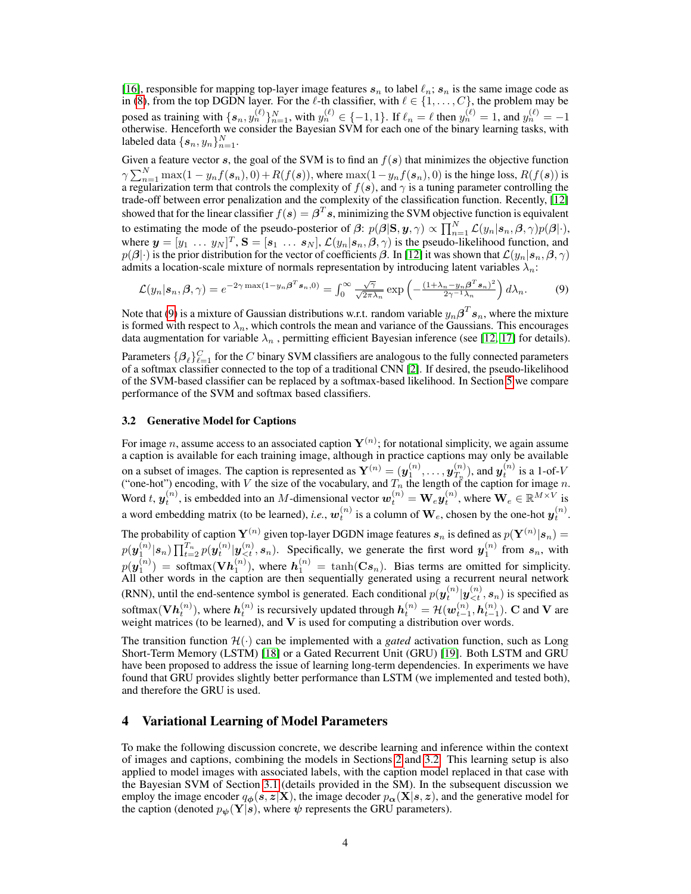[16], responsible for mapping top-layer image features $\boldsymbol{s}_n$ to label $\ell_n$; $\boldsymbol{s}_n$ is the same image code as in (8), from the top DGDN layer. For the $\ell$-th classifier, with $\ell \in \{1, \dots, C\}$, the problem may be posed as training with $\{\boldsymbol{s}_n, y_n^{(\ell)}\}_{n=1}^N$, with $y_n^{(\ell)} \in \{-1, 1\}$. If $\ell_n = \ell$ then $y_n^{(\ell)} = 1$, and $y_n^{(\ell)} = -1$ otherwise. Henceforth we consider the Bayesian SVM for each one of the binary learning tasks, with labeled data $\{\boldsymbol{s}_n, y_n\}_{n=1}^N$.

Given a feature vector $\boldsymbol{s}$, the goal of the SVM is to find an $f(\boldsymbol{s})$ that minimizes the objective function $\gamma \sum_{n=1}^N \max(1 - y_n f(\boldsymbol{s}_n), 0) + R(f(\boldsymbol{s}))$, where $\max(1 - y_n f(\boldsymbol{s}_n), 0)$ is the hinge loss, $R(f(\boldsymbol{s}))$ is a regularization term that controls the complexity of $f(\boldsymbol{s})$, and $\gamma$ is a tuning parameter controlling the trade-off between error penalization and the complexity of the classification function. Recently, [12] showed that for the linear classifier $f(\boldsymbol{s}) = \boldsymbol{\beta}^T \boldsymbol{s}$, minimizing the SVM objective function is equivalent to estimating the mode of the pseudo-posterior of $\boldsymbol{\beta}$: $p(\boldsymbol{\beta}|\mathbf{S}, \boldsymbol{y}, \gamma) \propto \prod_{n=1}^N \mathcal{L}(y_n|\boldsymbol{s}_n, \boldsymbol{\beta}, \gamma) p(\boldsymbol{\beta}|\cdot)$, where $\boldsymbol{y} = [y_1 \ \dots \ y_N]^T$, $\mathbf{S} = [\boldsymbol{s}_1 \ \dots \ \boldsymbol{s}_N]$, $\mathcal{L}(y_n|\boldsymbol{s}_n, \boldsymbol{\beta}, \gamma)$ is the pseudo-likelihood function, and $p(\boldsymbol{\beta}|\cdot)$ is the prior distribution for the vector of coefficients $\boldsymbol{\beta}$. In [12] it was shown that $\mathcal{L}(y_n|\boldsymbol{s}_n, \boldsymbol{\beta}, \gamma)$ admits a location-scale mixture of normals representation by introducing latent variables $\lambda_n$:

$$\mathcal{L}(y_n|\boldsymbol{s}_n, \boldsymbol{\beta}, \gamma) = e^{-2\gamma \max(1 - y_n \boldsymbol{\beta}^T \boldsymbol{s}_n, 0)} = \int_0^\infty \frac{\sqrt{\gamma}}{\sqrt{2\pi\lambda_n}} \exp\left(-\frac{(1 + \lambda_n - y_n \boldsymbol{\beta}^T \boldsymbol{s}_n)^2}{2\gamma^{-1}\lambda_n}\right) d\lambda_n. \tag{9}$$

Note that (9) is a mixture of Gaussian distributions w.r.t. random variable $y_n \boldsymbol{\beta}^T \boldsymbol{s}_n$, where the mixture is formed with respect to $\lambda_n$, which controls the mean and variance of the Gaussians. This encourages data augmentation for variable $\lambda_n$ , permitting efficient Bayesian inference (see [12, 17] for details).

Parameters $\{\boldsymbol{\beta}_\ell\}_{\ell=1}^C$ for the $C$ binary SVM classifiers are analogous to the fully connected parameters of a softmax classifier connected to the top of a traditional CNN [2]. If desired, the pseudo-likelihood of the SVM-based classifier can be replaced by a softmax-based likelihood. In Section 5 we compare performance of the SVM and softmax based classifiers.

### 3.2 Generative Model for Captions

For image $n$, assume access to an associated caption $\mathbf{Y}^{(n)}$; for notational simplicity, we again assume a caption is available for each training image, although in practice captions may only be available on a subset of images. The caption is represented as $\mathbf{Y}^{(n)} = (\boldsymbol{y}_1^{(n)}, \dots, \boldsymbol{y}_{T_n}^{(n)})$, and $\boldsymbol{y}_t^{(n)}$ is a 1-of-$V$ ("one-hot") encoding, with $V$ the size of the vocabulary, and $T_n$ the length of the caption for image $n$. Word $t$, $\boldsymbol{y}_t^{(n)}$, is embedded into an $M$-dimensional vector $\boldsymbol{w}_t^{(n)} = \mathbf{W}_e \boldsymbol{y}_t^{(n)}$, where $\mathbf{W}_e \in \mathbb{R}^{M \times V}$ is a word embedding matrix (to be learned), *i.e.*, $\boldsymbol{w}_t^{(n)}$ is a column of $\mathbf{W}_e$, chosen by the one-hot $\boldsymbol{y}_t^{(n)}$.

The probability of caption $\mathbf{Y}^{(n)}$ given top-layer DGDN image features $\boldsymbol{s}_n$ is defined as $p(\mathbf{Y}^{(n)}|\boldsymbol{s}_n) = p(\boldsymbol{y}_1^{(n)}|\boldsymbol{s}_n) \prod_{t=2}^{T_n} p(\boldsymbol{y}_t^{(n)}|\boldsymbol{y}_{<t}^{(n)}, \boldsymbol{s}_n)$. Specifically, we generate the first word $\boldsymbol{y}_1^{(n)}$ from $\boldsymbol{s}_n$, with $p(\boldsymbol{y}_1^{(n)}) = \text{softmax}(\mathbf{V}\boldsymbol{h}_1^{(n)})$, where $\boldsymbol{h}_1^{(n)} = \tanh(\mathbf{C}\boldsymbol{s}_n)$. Bias terms are omitted for simplicity. All other words in the caption are then sequentially generated using a recurrent neural network (RNN), until the end-sentence symbol is generated. Each conditional $p(\boldsymbol{y}_t^{(n)}|\boldsymbol{y}_{<t}^{(n)}, \boldsymbol{s}_n)$ is specified as $\text{softmax}(\mathbf{V}\boldsymbol{h}_t^{(n)})$, where $\boldsymbol{h}_t^{(n)}$ is recursively updated through $\boldsymbol{h}_t^{(n)} = \mathcal{H}(\boldsymbol{w}_{t-1}^{(n)}, \boldsymbol{h}_{t-1}^{(n)})$. $\mathbf{C}$ and $\mathbf{V}$ are weight matrices (to be learned), and $\mathbf{V}$ is used for computing a distribution over words.

The transition function $\mathcal{H}(\cdot)$ can be implemented with a *gated* activation function, such as Long Short-Term Memory (LSTM) [18] or a Gated Recurrent Unit (GRU) [19]. Both LSTM and GRU have been proposed to address the issue of learning long-term dependencies. In experiments we have found that GRU provides slightly better performance than LSTM (we implemented and tested both), and therefore the GRU is used.

## 4 Variational Learning of Model Parameters

To make the following discussion concrete, we describe learning and inference within the context of images and captions, combining the models in Sections 2 and 3.2. This learning setup is also applied to model images with associated labels, with the caption model replaced in that case with the Bayesian SVM of Section 3.1 (details provided in the SM). In the subsequent discussion we employ the image encoder $q_{\boldsymbol{\phi}}(\boldsymbol{s}, \boldsymbol{z}|\mathbf{X})$, the image decoder $p_{\boldsymbol{\alpha}}(\mathbf{X}|\boldsymbol{s}, \boldsymbol{z})$, and the generative model for the caption (denoted $p_{\boldsymbol{\psi}}(\mathbf{Y}|\boldsymbol{s})$, where $\boldsymbol{\psi}$ represents the GRU parameters).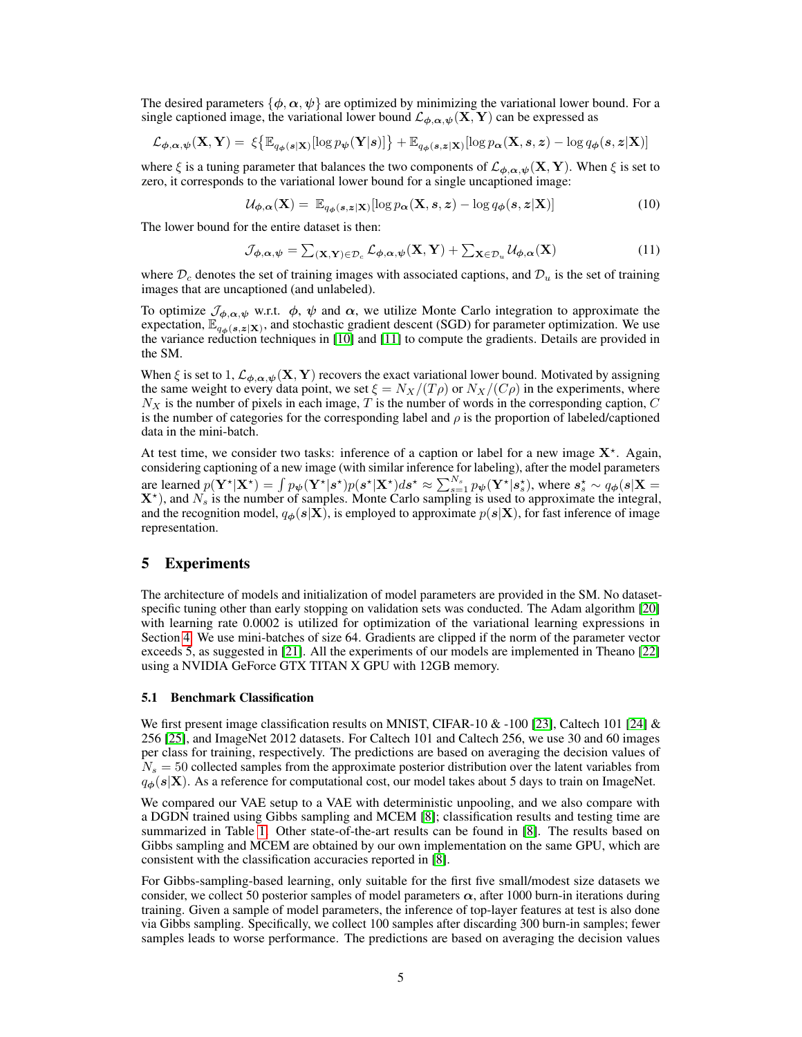The desired parameters $\{\phi, \alpha, \psi\}$ are optimized by minimizing the variational lower bound. For a single captioned image, the variational lower bound $\mathcal{L}_{\phi,\alpha,\psi}(\mathbf{X}, \mathbf{Y})$ can be expressed as

$$\mathcal{L}_{\phi,\alpha,\psi}(\mathbf{X}, \mathbf{Y}) = \xi\{\mathbb{E}_{q_\phi(s|\mathbf{X})}[\log p_\psi(\mathbf{Y}|s)]\} + \mathbb{E}_{q_\phi(s,z|\mathbf{X})}[\log p_\alpha(\mathbf{X}, s, z) - \log q_\phi(s, z|\mathbf{X})]$$

where $\xi$ is a tuning parameter that balances the two components of $\mathcal{L}_{\phi,\alpha,\psi}(\mathbf{X}, \mathbf{Y})$. When $\xi$ is set to zero, it corresponds to the variational lower bound for a single uncaptioned image:

$$\mathcal{U}_{\phi,\alpha}(\mathbf{X}) = \mathbb{E}_{q_\phi(s,z|\mathbf{X})}[\log p_\alpha(\mathbf{X}, s, z) - \log q_\phi(s, z|\mathbf{X})] \tag{10}$$

The lower bound for the entire dataset is then:

$$\mathcal{J}_{\phi,\alpha,\psi} = \sum_{(\mathbf{X},\mathbf{Y})\in\mathcal{D}_c} \mathcal{L}_{\phi,\alpha,\psi}(\mathbf{X}, \mathbf{Y}) + \sum_{\mathbf{X}\in\mathcal{D}_u} \mathcal{U}_{\phi,\alpha}(\mathbf{X}) \tag{11}$$

where $\mathcal{D}_c$ denotes the set of training images with associated captions, and $\mathcal{D}_u$ is the set of training images that are uncaptioned (and unlabeled).

To optimize $\mathcal{J}_{\phi,\alpha,\psi}$ w.r.t. $\phi$, $\psi$ and $\alpha$, we utilize Monte Carlo integration to approximate the expectation, $\mathbb{E}_{q_\phi(s,z|\mathbf{X})}$, and stochastic gradient descent (SGD) for parameter optimization. We use the variance reduction techniques in [10] and [11] to compute the gradients. Details are provided in the SM.

When $\xi$ is set to 1, $\mathcal{L}_{\phi,\alpha,\psi}(\mathbf{X}, \mathbf{Y})$ recovers the exact variational lower bound. Motivated by assigning the same weight to every data point, we set $\xi = N_X/(T\rho)$ or $N_X/(C\rho)$ in the experiments, where $N_X$ is the number of pixels in each image, $T$ is the number of words in the corresponding caption, $C$ is the number of categories for the corresponding label and $\rho$ is the proportion of labeled/captioned data in the mini-batch.

At test time, we consider two tasks: inference of a caption or label for a new image $\mathbf{X}^\star$. Again, considering captioning of a new image (with similar inference for labeling), after the model parameters are learned $p(\mathbf{Y}^\star|\mathbf{X}^\star) = \int p_\psi(\mathbf{Y}^\star|s^\star)p(s^\star|\mathbf{X}^\star)ds^\star \approx \sum_{s=1}^{N_s} p_\psi(\mathbf{Y}^\star|s_s^\star)$, where $s_s^\star \sim q_\phi(s|\mathbf{X} = \mathbf{X}^\star)$, and $N_s$ is the number of samples. Monte Carlo sampling is used to approximate the integral, and the recognition model, $q_\phi(s|\mathbf{X})$, is employed to approximate $p(s|\mathbf{X})$, for fast inference of image representation.

# 5 Experiments

The architecture of models and initialization of model parameters are provided in the SM. No dataset-specific tuning other than early stopping on validation sets was conducted. The Adam algorithm [20] with learning rate 0.0002 is utilized for optimization of the variational learning expressions in Section 4. We use mini-batches of size 64. Gradients are clipped if the norm of the parameter vector exceeds 5, as suggested in [21]. All the experiments of our models are implemented in Theano [22] using a NVIDIA GeForce GTX TITAN X GPU with 12GB memory.

## 5.1 Benchmark Classification

We first present image classification results on MNIST, CIFAR-10 & -100 [23], Caltech 101 [24] & 256 [25], and ImageNet 2012 datasets. For Caltech 101 and Caltech 256, we use 30 and 60 images per class for training, respectively. The predictions are based on averaging the decision values of $N_s = 50$ collected samples from the approximate posterior distribution over the latent variables from $q_\phi(s|\mathbf{X})$. As a reference for computational cost, our model takes about 5 days to train on ImageNet.

We compared our VAE setup to a VAE with deterministic unpooling, and we also compare with a DGDN trained using Gibbs sampling and MCEM [8]; classification results and testing time are summarized in Table 1. Other state-of-the-art results can be found in [8]. The results based on Gibbs sampling and MCEM are obtained by our own implementation on the same GPU, which are consistent with the classification accuracies reported in [8].

For Gibbs-sampling-based learning, only suitable for the first five small/modest size datasets we consider, we collect 50 posterior samples of model parameters $\alpha$, after 1000 burn-in iterations during training. Given a sample of model parameters, the inference of top-layer features at test is also done via Gibbs sampling. Specifically, we collect 100 samples after discarding 300 burn-in samples; fewer samples leads to worse performance. The predictions are based on averaging the decision values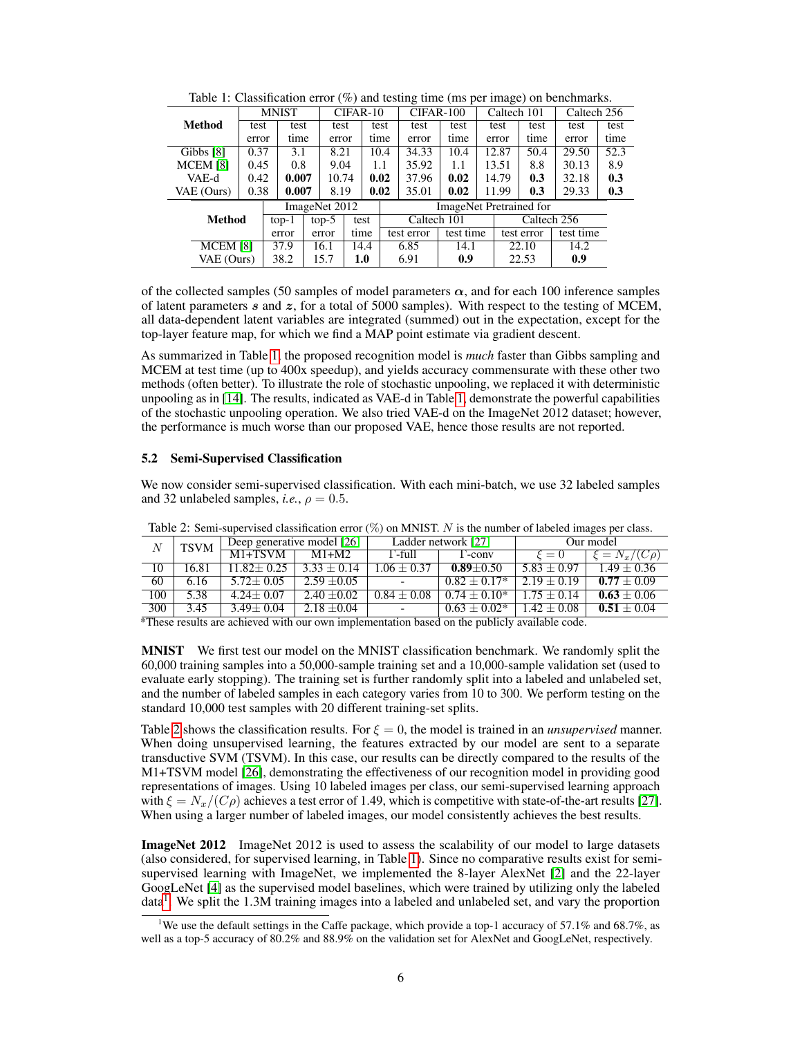Table 1: Classification error (%) and testing time (ms per image) on benchmarks.

| Method | MNIST | | CIFAR-10 | | CIFAR-100 | | Caltech 101 | | Caltech 256 | |
|---|---|---|---|---|---|---|---|---|---|---|
| | test error | test time | test error | test time | test error | test time | test error | test time | test error | test time |
| Gibbs [8] | 0.37 | 3.1 | 8.21 | 10.4 | 34.33 | 10.4 | 12.87 | 50.4 | 29.50 | 52.3 |
| MCEM [8] | 0.45 | 0.8 | 9.04 | 1.1 | 35.92 | 1.1 | 13.51 | 8.8 | 30.13 | 8.9 |
| VAE-d | 0.42 | **0.007** | 10.74 | **0.02** | 37.96 | **0.02** | 14.79 | **0.3** | 32.18 | **0.3** |
| VAE (Ours) | 0.38 | **0.007** | 8.19 | **0.02** | 35.01 | **0.02** | 11.99 | **0.3** | 29.33 | **0.3** |

| Method | ImageNet 2012 | | | ImageNet Pretrained for | | | |
|---|---|---|---|---|---|---|---|
| | | | | Caltech 101 | | Caltech 256 | |
| | top-1 error | top-5 error | test time | test error | test time | test error | test time |
| MCEM [8] | 37.9 | 16.1 | 14.4 | 6.85 | 14.1 | 22.10 | 14.2 |
| VAE (Ours) | 38.2 | 15.7 | **1.0** | 6.91 | **0.9** | 22.53 | **0.9** |

of the collected samples (50 samples of model parameters $\boldsymbol{\alpha}$, and for each 100 inference samples of latent parameters $\boldsymbol{s}$ and $\boldsymbol{z}$, for a total of 5000 samples). With respect to the testing of MCEM, all data-dependent latent variables are integrated (summed) out in the expectation, except for the top-layer feature map, for which we find a MAP point estimate via gradient descent.

As summarized in Table 1, the proposed recognition model is *much* faster than Gibbs sampling and MCEM at test time (up to 400x speedup), and yields accuracy commensurate with these other two methods (often better). To illustrate the role of stochastic unpooling, we replaced it with deterministic unpooling as in [14]. The results, indicated as VAE-d in Table 1, demonstrate the powerful capabilities of the stochastic unpooling operation. We also tried VAE-d on the ImageNet 2012 dataset; however, the performance is much worse than our proposed VAE, hence those results are not reported.

### 5.2 Semi-Supervised Classification

We now consider semi-supervised classification. With each mini-batch, we use 32 labeled samples and 32 unlabeled samples, *i.e.*, $\rho = 0.5$.

Table 2: Semi-supervised classification error (%) on MNIST. $N$ is the number of labeled images per class.

| $N$ | TSVM | Deep generative model [26] | | Ladder network [27] | | Our model | |
|---|---|---|---|---|---|---|---|
| | | M1+TSVM | M1+M2 | Γ-full | Γ-conv | $\xi = 0$ | $\xi = N_x/(C\rho)$ |
| 10 | 16.81 | 11.82± 0.25 | 3.33 ± 0.14 | 1.06 ± 0.37 | **0.89**±0.50 | 5.83 ± 0.97 | 1.49 ± 0.36 |
| 60 | 6.16 | 5.72± 0.05 | 2.59 ±0.05 | - | 0.82 ± 0.17* | 2.19 ± 0.19 | **0.77** ± 0.09 |
| 100 | 5.38 | 4.24± 0.07 | 2.40 ±0.02 | 0.84 ± 0.08 | 0.74 ± 0.10* | 1.75 ± 0.14 | **0.63** ± 0.06 |
| 300 | 3.45 | 3.49± 0.04 | 2.18 ±0.04 | - | 0.63 ± 0.02* | 1.42 ± 0.08 | **0.51** ± 0.04 |

*These results are achieved with our own implementation based on the publicly available code.

**MNIST** We first test our model on the MNIST classification benchmark. We randomly split the 60,000 training samples into a 50,000-sample training set and a 10,000-sample validation set (used to evaluate early stopping). The training set is further randomly split into a labeled and unlabeled set, and the number of labeled samples in each category varies from 10 to 300. We perform testing on the standard 10,000 test samples with 20 different training-set splits.

Table 2 shows the classification results. For $\xi = 0$, the model is trained in an *unsupervised* manner. When doing unsupervised learning, the features extracted by our model are sent to a separate transductive SVM (TSVM). In this case, our results can be directly compared to the results of the M1+TSVM model [26], demonstrating the effectiveness of our recognition model in providing good representations of images. Using 10 labeled images per class, our semi-supervised learning approach with $\xi = N_x/(C\rho)$ achieves a test error of 1.49, which is competitive with state-of-the-art results [27]. When using a larger number of labeled images, our model consistently achieves the best results.

**ImageNet 2012** ImageNet 2012 is used to assess the scalability of our model to large datasets (also considered, for supervised learning, in Table 1). Since no comparative results exist for semi-supervised learning with ImageNet, we implemented the 8-layer AlexNet [2] and the 22-layer GoogLeNet [4] as the supervised model baselines, which were trained by utilizing only the labeled data[1]. We split the 1.3M training images into a labeled and unlabeled set, and vary the proportion

[1] We use the default settings in the Caffe package, which provide a top-1 accuracy of 57.1% and 68.7%, as well as a top-5 accuracy of 80.2% and 88.9% on the validation set for AlexNet and GoogLeNet, respectively.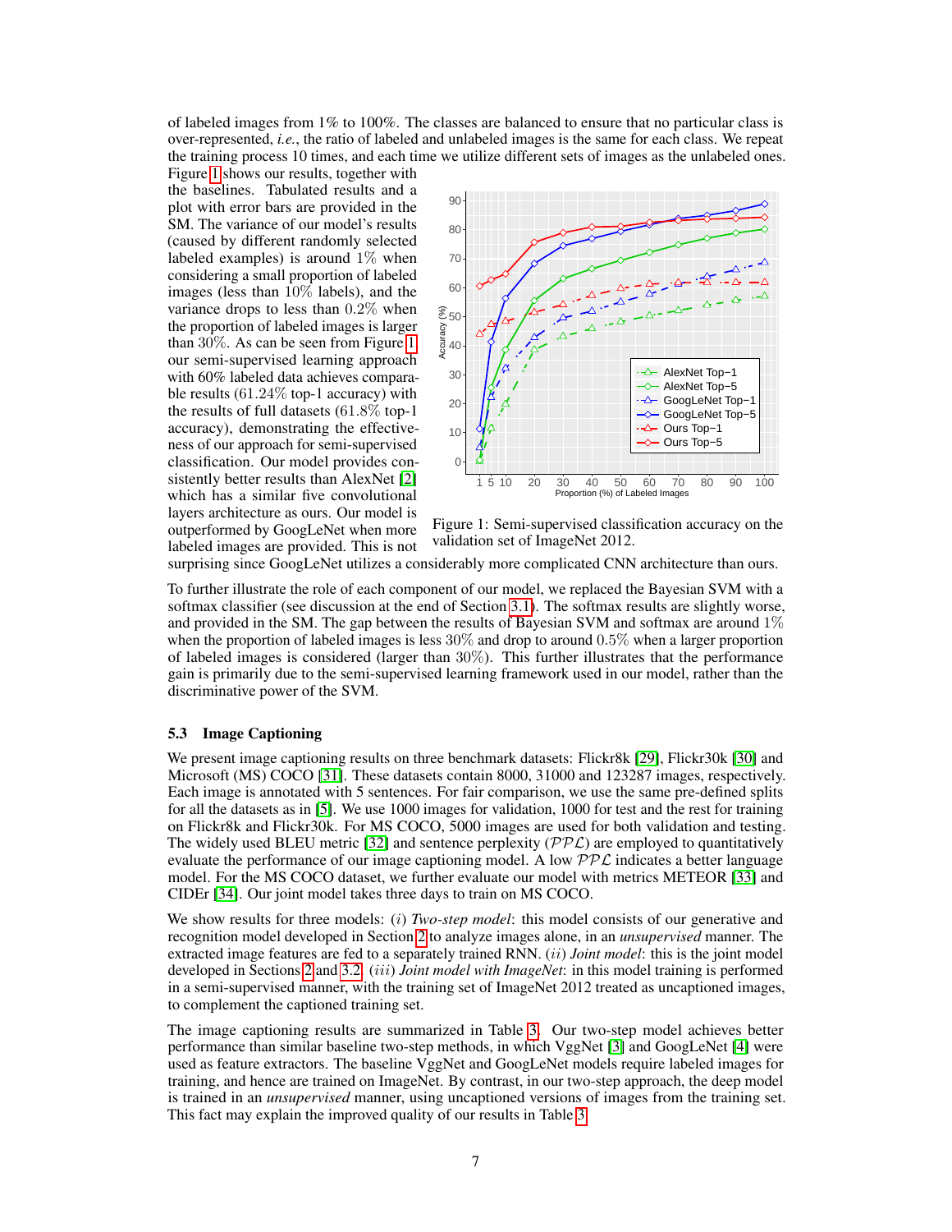of labeled images from 1% to 100%. The classes are balanced to ensure that no particular class is over-represented, *i.e.*, the ratio of labeled and unlabeled images is the same for each class. We repeat the training process 10 times, and each time we utilize different sets of images as the unlabeled ones.

Figure 1 shows our results, together with the baselines. Tabulated results and a plot with error bars are provided in the SM. The variance of our model's results (caused by different randomly selected labeled examples) is around $1\%$ when considering a small proportion of labeled images (less than $10\%$ labels), and the variance drops to less than $0.2\%$ when the proportion of labeled images is larger than $30\%$. As can be seen from Figure 1, our semi-supervised learning approach with 60% labeled data achieves comparable results (61.24% top-1 accuracy) with the results of full datasets (61.8% top-1 accuracy), demonstrating the effectiveness of our approach for semi-supervised classification. Our model provides consistently better results than AlexNet [2] which has a similar five convolutional layers architecture as ours. Our model is outperformed by GoogLeNet when more labeled images are provided. This is not surprising since GoogLeNet utilizes a considerably more complicated CNN architecture than ours.

Figure 1: Semi-supervised classification accuracy on the validation set of ImageNet 2012.

To further illustrate the role of each component of our model, we replaced the Bayesian SVM with a softmax classifier (see discussion at the end of Section 3.1). The softmax results are slightly worse, and provided in the SM. The gap between the results of Bayesian SVM and softmax are around $1\%$ when the proportion of labeled images is less $30\%$ and drop to around $0.5\%$ when a larger proportion of labeled images is considered (larger than $30\%$). This further illustrates that the performance gain is primarily due to the semi-supervised learning framework used in our model, rather than the discriminative power of the SVM.

### 5.3 Image Captioning

We present image captioning results on three benchmark datasets: Flickr8k [29], Flickr30k [30] and Microsoft (MS) COCO [31]. These datasets contain 8000, 31000 and 123287 images, respectively. Each image is annotated with 5 sentences. For fair comparison, we use the same pre-defined splits for all the datasets as in [5]. We use 1000 images for validation, 1000 for test and the rest for training on Flickr8k and Flickr30k. For MS COCO, 5000 images are used for both validation and testing. The widely used BLEU metric [32] and sentence perplexity ($\mathcal{PPL}$) are employed to quantitatively evaluate the performance of our image captioning model. A low $\mathcal{PPL}$ indicates a better language model. For the MS COCO dataset, we further evaluate our model with metrics METEOR [33] and CIDEr [34]. Our joint model takes three days to train on MS COCO.

We show results for three models: $(i)$ *Two-step model*: this model consists of our generative and recognition model developed in Section 2 to analyze images alone, in an *unsupervised* manner. The extracted image features are fed to a separately trained RNN. $(ii)$ *Joint model*: this is the joint model developed in Sections 2 and 3.2. $(iii)$ *Joint model with ImageNet*: in this model training is performed in a semi-supervised manner, with the training set of ImageNet 2012 treated as uncaptioned images, to complement the captioned training set.

The image captioning results are summarized in Table 3. Our two-step model achieves better performance than similar baseline two-step methods, in which VggNet [3] and GoogLeNet [4] were used as feature extractors. The baseline VggNet and GoogLeNet models require labeled images for training, and hence are trained on ImageNet. By contrast, in our two-step approach, the deep model is trained in an *unsupervised* manner, using uncaptioned versions of images from the training set. This fact may explain the improved quality of our results in Table 3.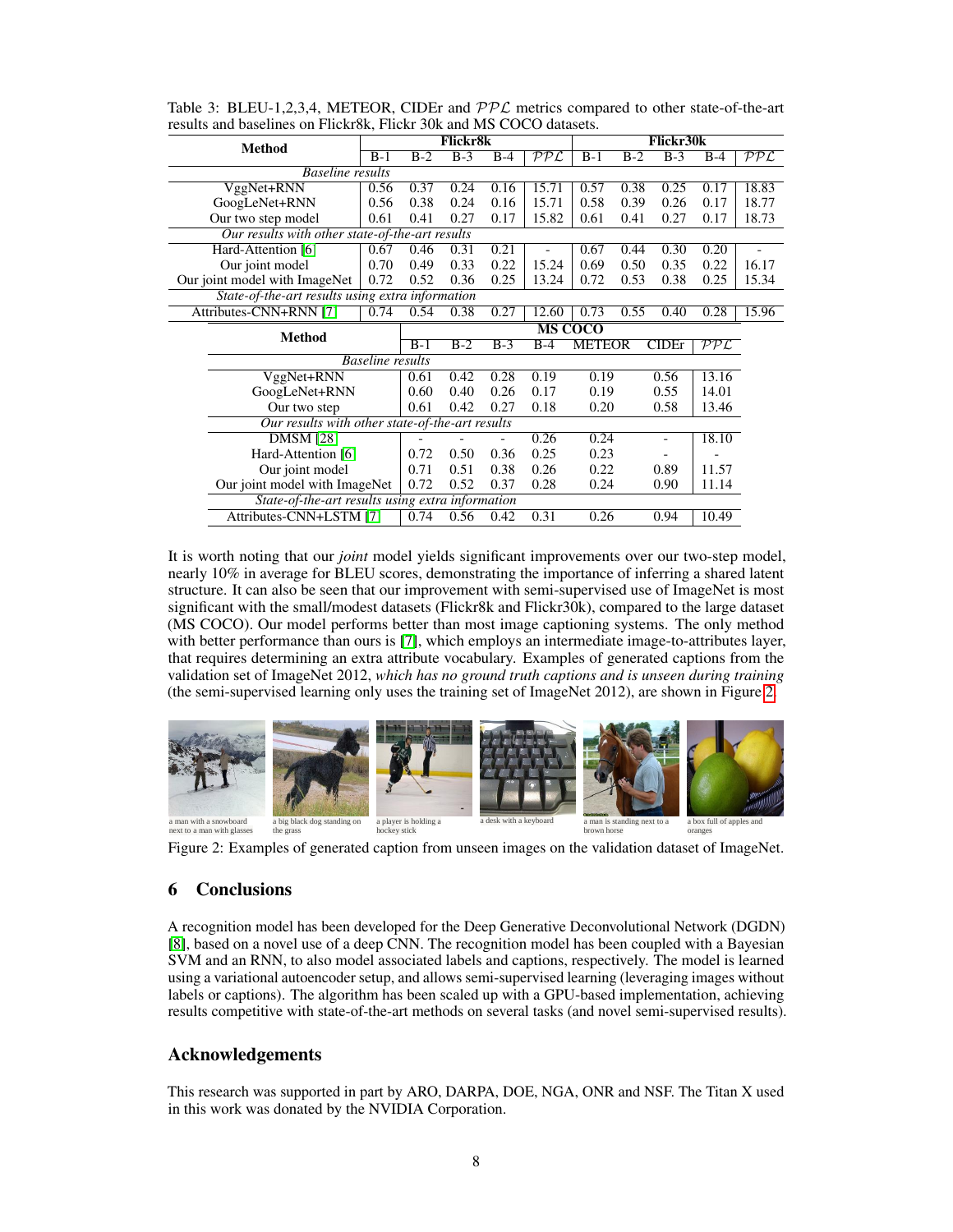Table 3: BLEU-1,2,3,4, METEOR, CIDEr and $\mathcal{PPL}$ metrics compared to other state-of-the-art results and baselines on Flickr8k, Flickr 30k and MS COCO datasets.

| Method | Flickr8k | | | | | Flickr30k | | | | |
|---|---|---|---|---|---|---|---|---|---|---|
| | B-1 | B-2 | B-3 | B-4 | $\mathcal{PPL}$ | B-1 | B-2 | B-3 | B-4 | $\mathcal{PPL}$ |
| *Baseline results* | | | | | | | | | | |
| VggNet+RNN | 0.56 | 0.37 | 0.24 | 0.16 | 15.71 | 0.57 | 0.38 | 0.25 | 0.17 | 18.83 |
| GoogLeNet+RNN | 0.56 | 0.38 | 0.24 | 0.16 | 15.71 | 0.58 | 0.39 | 0.26 | 0.17 | 18.77 |
| Our two step model | 0.61 | 0.41 | 0.27 | 0.17 | 15.82 | 0.61 | 0.41 | 0.27 | 0.17 | 18.73 |
| *Our results with other state-of-the-art results* | | | | | | | | | | |
| Hard-Attention [6] | 0.67 | 0.46 | 0.31 | 0.21 | - | 0.67 | 0.44 | 0.30 | 0.20 | - |
| Our joint model | 0.70 | 0.49 | 0.33 | 0.22 | 15.24 | 0.69 | 0.50 | 0.35 | 0.22 | 16.17 |
| Our joint model with ImageNet | 0.72 | 0.52 | 0.36 | 0.25 | 13.24 | 0.72 | 0.53 | 0.38 | 0.25 | 15.34 |
| *State-of-the-art results using extra information* | | | | | | | | | | |
| Attributes-CNN+RNN [7] | 0.74 | 0.54 | 0.38 | 0.27 | 12.60 | 0.73 | 0.55 | 0.40 | 0.28 | 15.96 |

| Method | MS COCO | | | | | | |
|---|---|---|---|---|---|---|---|
| | B-1 | B-2 | B-3 | B-4 | METEOR | CIDEr | $\mathcal{PPL}$ |
| *Baseline results* | | | | | | | |
| VggNet+RNN | 0.61 | 0.42 | 0.28 | 0.19 | 0.19 | 0.56 | 13.16 |
| GoogLeNet+RNN | 0.60 | 0.40 | 0.26 | 0.17 | 0.19 | 0.55 | 14.01 |
| Our two step | 0.61 | 0.42 | 0.27 | 0.18 | 0.20 | 0.58 | 13.46 |
| *Our results with other state-of-the-art results* | | | | | | | |
| DMSM [28] | - | - | - | 0.26 | 0.24 | - | 18.10 |
| Hard-Attention [6] | 0.72 | 0.50 | 0.36 | 0.25 | 0.23 | - | - |
| Our joint model | 0.71 | 0.51 | 0.38 | 0.26 | 0.22 | 0.89 | 11.57 |
| Our joint model with ImageNet | 0.72 | 0.52 | 0.37 | 0.28 | 0.24 | 0.90 | 11.14 |
| *State-of-the-art results using extra information* | | | | | | | |
| Attributes-CNN+LSTM [7] | 0.74 | 0.56 | 0.42 | 0.31 | 0.26 | 0.94 | 10.49 |

It is worth noting that our *joint* model yields significant improvements over our two-step model, nearly 10% in average for BLEU scores, demonstrating the importance of inferring a shared latent structure. It can also be seen that our improvement with semi-supervised use of ImageNet is most significant with the small/modest datasets (Flickr8k and Flickr30k), compared to the large dataset (MS COCO). Our model performs better than most image captioning systems. The only method with better performance than ours is [7], which employs an intermediate image-to-attributes layer, that requires determining an extra attribute vocabulary. Examples of generated captions from the validation set of ImageNet 2012, *which has no ground truth captions and is unseen during training* (the semi-supervised learning only uses the training set of ImageNet 2012), are shown in Figure 2.

a man with a snowboard next to a man with glasses | a big black dog standing on the grass | a player is holding a hockey stick | a desk with a keyboard | a man is standing next to a brown horse | a box full of apples and oranges

Figure 2: Examples of generated caption from unseen images on the validation dataset of ImageNet.

## 6 Conclusions

A recognition model has been developed for the Deep Generative Deconvolutional Network (DGDN) [8], based on a novel use of a deep CNN. The recognition model has been coupled with a Bayesian SVM and an RNN, to also model associated labels and captions, respectively. The model is learned using a variational autoencoder setup, and allows semi-supervised learning (leveraging images without labels or captions). The algorithm has been scaled up with a GPU-based implementation, achieving results competitive with state-of-the-art methods on several tasks (and novel semi-supervised results).

## Acknowledgements

This research was supported in part by ARO, DARPA, DOE, NGA, ONR and NSF. The Titan X used in this work was donated by the NVIDIA Corporation.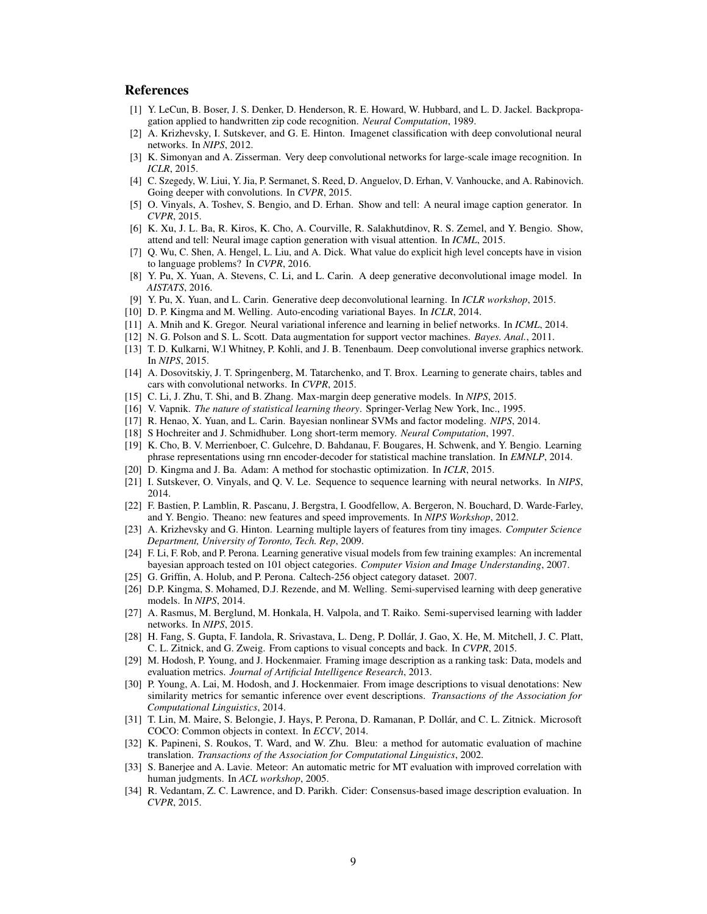## References

[1] Y. LeCun, B. Boser, J. S. Denker, D. Henderson, R. E. Howard, W. Hubbard, and L. D. Jackel. Backpropagation applied to handwritten zip code recognition. *Neural Computation*, 1989.

[2] A. Krizhevsky, I. Sutskever, and G. E. Hinton. Imagenet classification with deep convolutional neural networks. In *NIPS*, 2012.

[3] K. Simonyan and A. Zisserman. Very deep convolutional networks for large-scale image recognition. In *ICLR*, 2015.

[4] C. Szegedy, W. Liui, Y. Jia, P. Sermanet, S. Reed, D. Anguelov, D. Erhan, V. Vanhoucke, and A. Rabinovich. Going deeper with convolutions. In *CVPR*, 2015.

[5] O. Vinyals, A. Toshev, S. Bengio, and D. Erhan. Show and tell: A neural image caption generator. In *CVPR*, 2015.

[6] K. Xu, J. L. Ba, R. Kiros, K. Cho, A. Courville, R. Salakhutdinov, R. S. Zemel, and Y. Bengio. Show, attend and tell: Neural image caption generation with visual attention. In *ICML*, 2015.

[7] Q. Wu, C. Shen, A. Hengel, L. Liu, and A. Dick. What value do explicit high level concepts have in vision to language problems? In *CVPR*, 2016.

[8] Y. Pu, X. Yuan, A. Stevens, C. Li, and L. Carin. A deep generative deconvolutional image model. In *AISTATS*, 2016.

[9] Y. Pu, X. Yuan, and L. Carin. Generative deep deconvolutional learning. In *ICLR workshop*, 2015.

[10] D. P. Kingma and M. Welling. Auto-encoding variational Bayes. In *ICLR*, 2014.

[11] A. Mnih and K. Gregor. Neural variational inference and learning in belief networks. In *ICML*, 2014.

[12] N. G. Polson and S. L. Scott. Data augmentation for support vector machines. *Bayes. Anal.*, 2011.

[13] T. D. Kulkarni, W.l Whitney, P. Kohli, and J. B. Tenenbaum. Deep convolutional inverse graphics network. In *NIPS*, 2015.

[14] A. Dosovitskiy, J. T. Springenberg, M. Tatarchenko, and T. Brox. Learning to generate chairs, tables and cars with convolutional networks. In *CVPR*, 2015.

[15] C. Li, J. Zhu, T. Shi, and B. Zhang. Max-margin deep generative models. In *NIPS*, 2015.

[16] V. Vapnik. *The nature of statistical learning theory*. Springer-Verlag New York, Inc., 1995.

[17] R. Henao, X. Yuan, and L. Carin. Bayesian nonlinear SVMs and factor modeling. *NIPS*, 2014.

[18] S Hochreiter and J. Schmidhuber. Long short-term memory. *Neural Computation*, 1997.

[19] K. Cho, B. V. Merrienboer, C. Gulcehre, D. Bahdanau, F. Bougares, H. Schwenk, and Y. Bengio. Learning phrase representations using rnn encoder-decoder for statistical machine translation. In *EMNLP*, 2014.

[20] D. Kingma and J. Ba. Adam: A method for stochastic optimization. In *ICLR*, 2015.

[21] I. Sutskever, O. Vinyals, and Q. V. Le. Sequence to sequence learning with neural networks. In *NIPS*, 2014.

[22] F. Bastien, P. Lamblin, R. Pascanu, J. Bergstra, I. Goodfellow, A. Bergeron, N. Bouchard, D. Warde-Farley, and Y. Bengio. Theano: new features and speed improvements. In *NIPS Workshop*, 2012.

[23] A. Krizhevsky and G. Hinton. Learning multiple layers of features from tiny images. *Computer Science Department, University of Toronto, Tech. Rep*, 2009.

[24] F. Li, F. Rob, and P. Perona. Learning generative visual models from few training examples: An incremental bayesian approach tested on 101 object categories. *Computer Vision and Image Understanding*, 2007.

[25] G. Griffin, A. Holub, and P. Perona. Caltech-256 object category dataset. 2007.

[26] D.P. Kingma, S. Mohamed, D.J. Rezende, and M. Welling. Semi-supervised learning with deep generative models. In *NIPS*, 2014.

[27] A. Rasmus, M. Berglund, M. Honkala, H. Valpola, and T. Raiko. Semi-supervised learning with ladder networks. In *NIPS*, 2015.

[28] H. Fang, S. Gupta, F. Iandola, R. Srivastava, L. Deng, P. Dollár, J. Gao, X. He, M. Mitchell, J. C. Platt, C. L. Zitnick, and G. Zweig. From captions to visual concepts and back. In *CVPR*, 2015.

[29] M. Hodosh, P. Young, and J. Hockenmaier. Framing image description as a ranking task: Data, models and evaluation metrics. *Journal of Artificial Intelligence Research*, 2013.

[30] P. Young, A. Lai, M. Hodosh, and J. Hockenmaier. From image descriptions to visual denotations: New similarity metrics for semantic inference over event descriptions. *Transactions of the Association for Computational Linguistics*, 2014.

[31] T. Lin, M. Maire, S. Belongie, J. Hays, P. Perona, D. Ramanan, P. Dollár, and C. L. Zitnick. Microsoft COCO: Common objects in context. In *ECCV*, 2014.

[32] K. Papineni, S. Roukos, T. Ward, and W. Zhu. Bleu: a method for automatic evaluation of machine translation. *Transactions of the Association for Computational Linguistics*, 2002.

[33] S. Banerjee and A. Lavie. Meteor: An automatic metric for MT evaluation with improved correlation with human judgments. In *ACL workshop*, 2005.

[34] R. Vedantam, Z. C. Lawrence, and D. Parikh. Cider: Consensus-based image description evaluation. In *CVPR*, 2015.